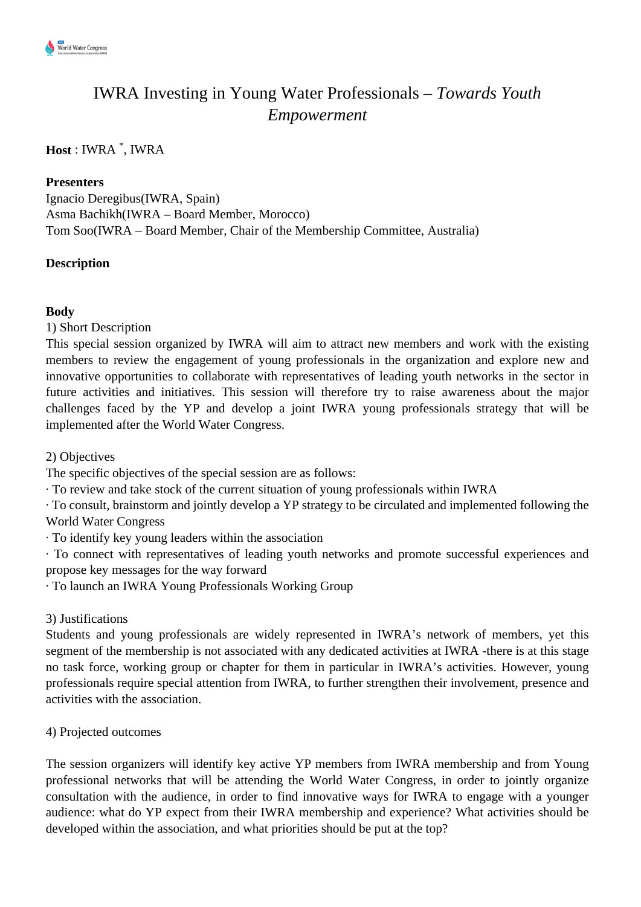# IWRA Investing in Young Water Professionals – *Towards Youth Empowerment*

**Host** : IWRA [*], IWRA

**Presenters**

Ignacio Deregibus(IWRA, Spain)
Asma Bachikh(IWRA – Board Member, Morocco)
Tom Soo(IWRA – Board Member, Chair of the Membership Committee, Australia)

**Description**

**Body**

1) Short Description

This special session organized by IWRA will aim to attract new members and work with the existing members to review the engagement of young professionals in the organization and explore new and innovative opportunities to collaborate with representatives of leading youth networks in the sector in future activities and initiatives. This session will therefore try to raise awareness about the major challenges faced by the YP and develop a joint IWRA young professionals strategy that will be implemented after the World Water Congress.

2) Objectives

The specific objectives of the special session are as follows:

· To review and take stock of the current situation of young professionals within IWRA
· To consult, brainstorm and jointly develop a YP strategy to be circulated and implemented following the World Water Congress
· To identify key young leaders within the association
· To connect with representatives of leading youth networks and promote successful experiences and propose key messages for the way forward
· To launch an IWRA Young Professionals Working Group

3) Justifications

Students and young professionals are widely represented in IWRA's network of members, yet this segment of the membership is not associated with any dedicated activities at IWRA -there is at this stage no task force, working group or chapter for them in particular in IWRA's activities. However, young professionals require special attention from IWRA, to further strengthen their involvement, presence and activities with the association.

4) Projected outcomes

The session organizers will identify key active YP members from IWRA membership and from Young professional networks that will be attending the World Water Congress, in order to jointly organize consultation with the audience, in order to find innovative ways for IWRA to engage with a younger audience: what do YP expect from their IWRA membership and experience? What activities should be developed within the association, and what priorities should be put at the top?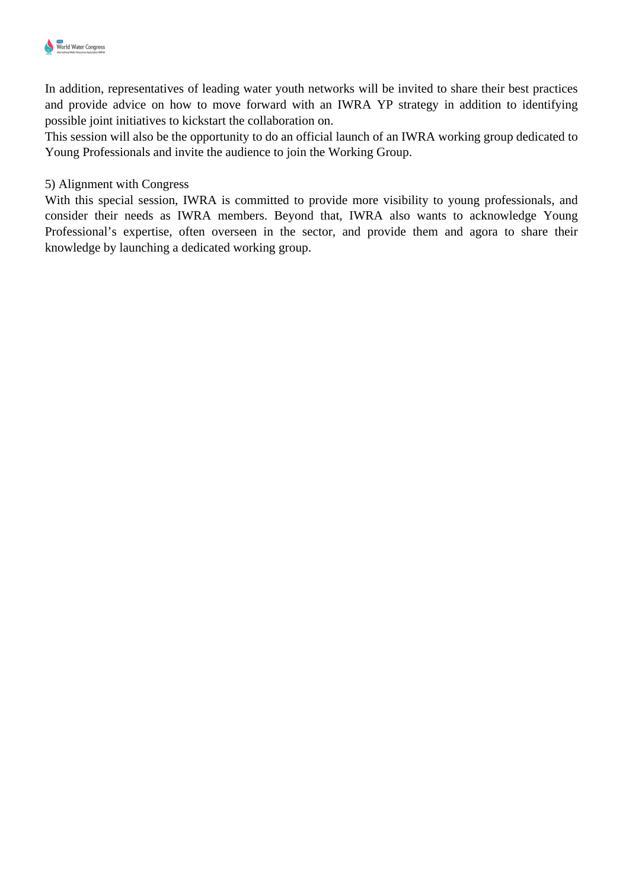In addition, representatives of leading water youth networks will be invited to share their best practices and provide advice on how to move forward with an IWRA YP strategy in addition to identifying possible joint initiatives to kickstart the collaboration on.
This session will also be the opportunity to do an official launch of an IWRA working group dedicated to Young Professionals and invite the audience to join the Working Group.

5) Alignment with Congress
With this special session, IWRA is committed to provide more visibility to young professionals, and consider their needs as IWRA members. Beyond that, IWRA also wants to acknowledge Young Professional’s expertise, often overseen in the sector, and provide them and agora to share their knowledge by launching a dedicated working group.